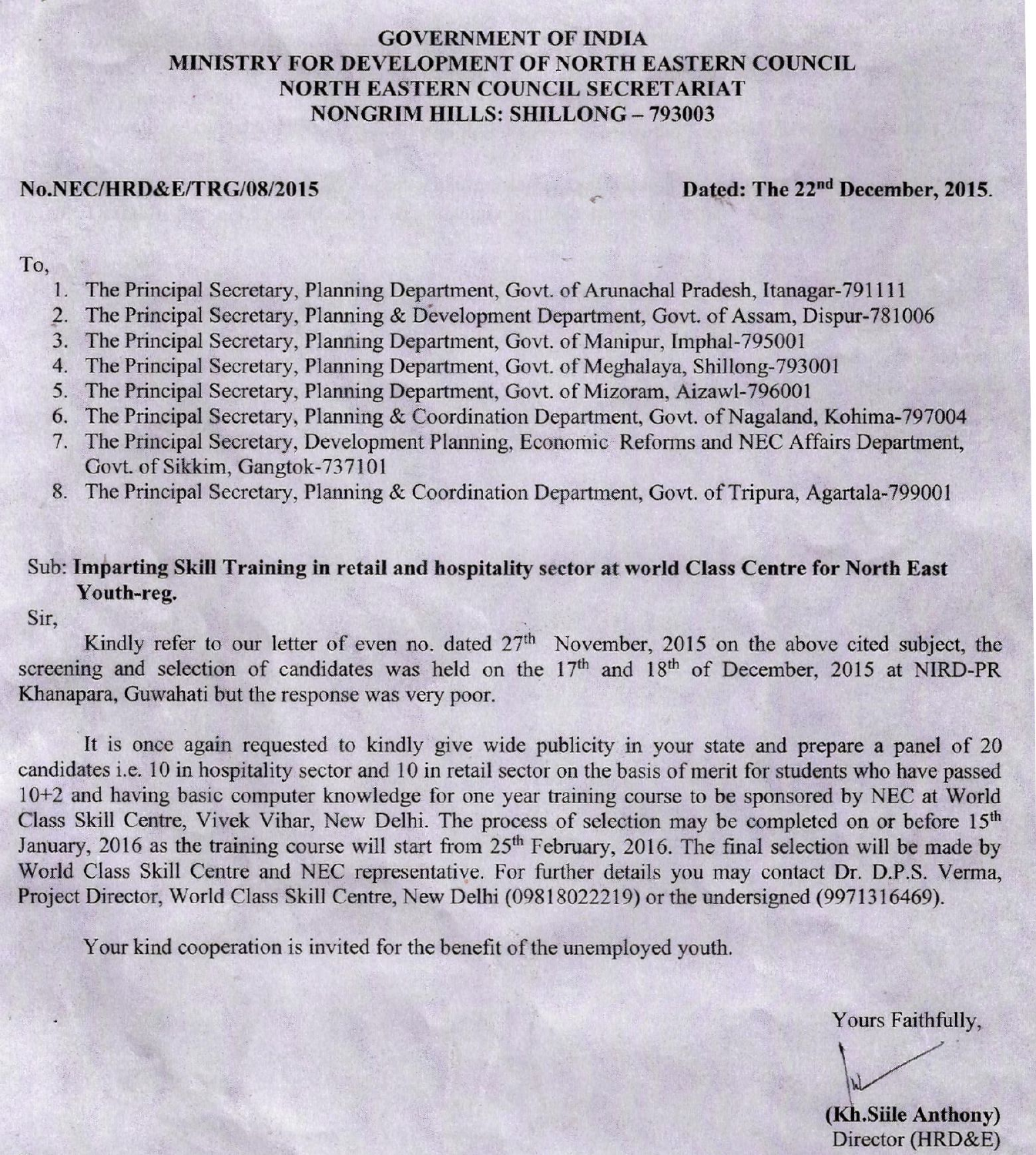**GOVERNMENT OF INDIA**
**MINISTRY FOR DEVELOPMENT OF NORTH EASTERN COUNCIL**
**NORTH EASTERN COUNCIL SECRETARIAT**
**NONGRIM HILLS: SHILLONG – 793003**

**No.NEC/HRD&E/TRG/08/2015** **Dated: The 22nd December, 2015.**

To,

1. The Principal Secretary, Planning Department, Govt. of Arunachal Pradesh, Itanagar-791111
2. The Principal Secretary, Planning & Development Department, Govt. of Assam, Dispur-781006
3. The Principal Secretary, Planning Department, Govt. of Manipur, Imphal-795001
4. The Principal Secretary, Planning Department, Govt. of Meghalaya, Shillong-793001
5. The Principal Secretary, Planning Department, Govt. of Mizoram, Aizawl-796001
6. The Principal Secretary, Planning & Coordination Department, Govt. of Nagaland, Kohima-797004
7. The Principal Secretary, Development Planning, Economic Reforms and NEC Affairs Department, Govt. of Sikkim, Gangtok-737101
8. The Principal Secretary, Planning & Coordination Department, Govt. of Tripura, Agartala-799001

Sub: **Imparting Skill Training in retail and hospitality sector at world Class Centre for North East Youth-reg.**

Sir,

Kindly refer to our letter of even no. dated 27th November, 2015 on the above cited subject, the screening and selection of candidates was held on the 17th and 18th of December, 2015 at NIRD-PR Khanapara, Guwahati but the response was very poor.

It is once again requested to kindly give wide publicity in your state and prepare a panel of 20 candidates i.e. 10 in hospitality sector and 10 in retail sector on the basis of merit for students who have passed 10+2 and having basic computer knowledge for one year training course to be sponsored by NEC at World Class Skill Centre, Vivek Vihar, New Delhi. The process of selection may be completed on or before 15th January, 2016 as the training course will start from 25th February, 2016. The final selection will be made by World Class Skill Centre and NEC representative. For further details you may contact Dr. D.P.S. Verma, Project Director, World Class Skill Centre, New Delhi (09818022219) or the undersigned (9971316469).

Your kind cooperation is invited for the benefit of the unemployed youth.

Yours Faithfully,

**(Kh.Siile Anthony)**
Director (HRD&E)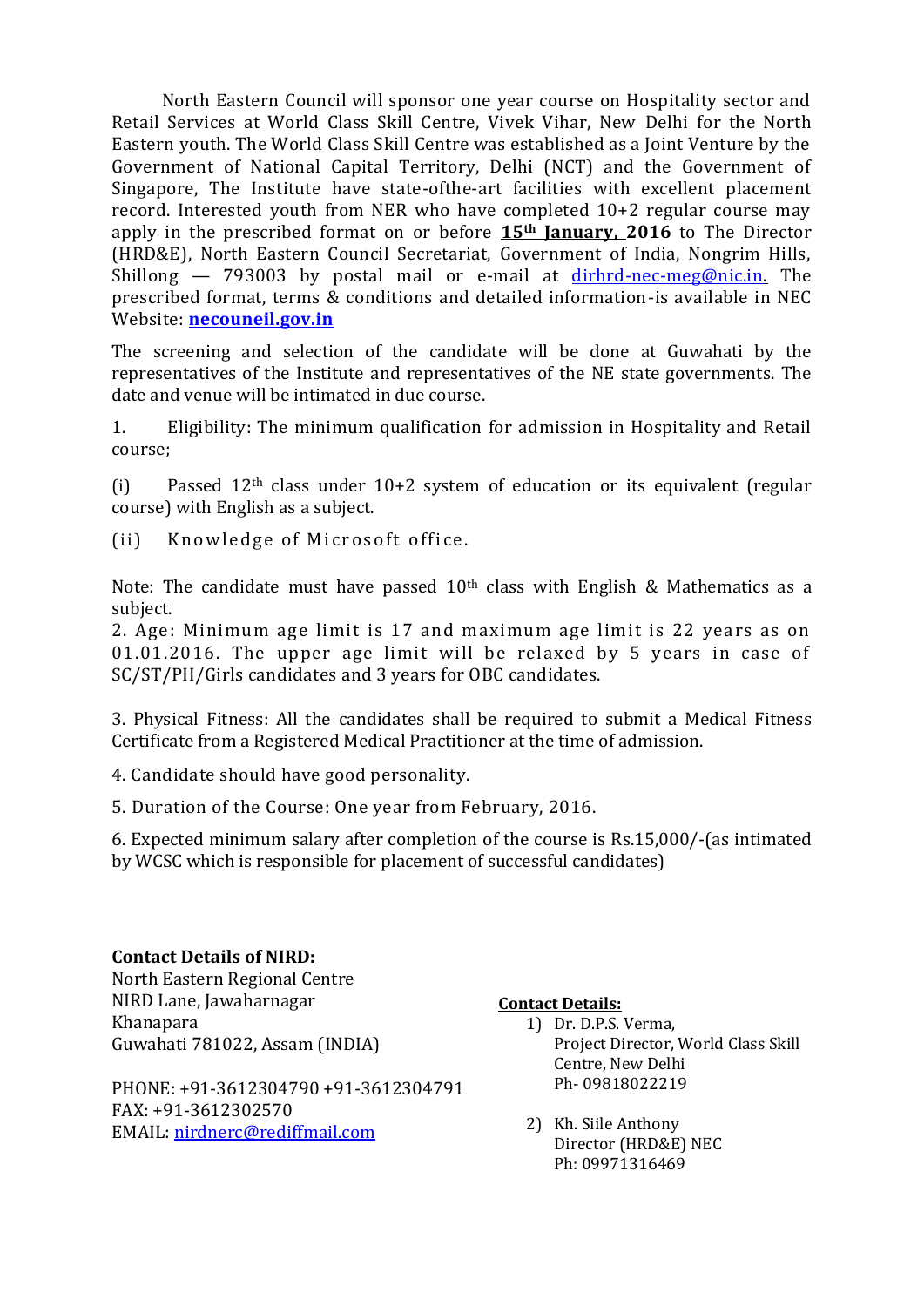North Eastern Council will sponsor one year course on Hospitality sector and Retail Services at World Class Skill Centre, Vivek Vihar, New Delhi for the North Eastern youth. The World Class Skill Centre was established as a Joint Venture by the Government of National Capital Territory, Delhi (NCT) and the Government of Singapore, The Institute have state-ofthe-art facilities with excellent placement record. Interested youth from NER who have completed 10+2 regular course may apply in the prescribed format on or before **15th January, 2016** to The Director (HRD&E), North Eastern Council Secretariat, Government of India, Nongrim Hills, Shillong — 793003 by postal mail or e-mail at dirhrd-nec-meg@nic.in. The prescribed format, terms & conditions and detailed information-is available in NEC Website: **necouneil.gov.in**

The screening and selection of the candidate will be done at Guwahati by the representatives of the Institute and representatives of the NE state governments. The date and venue will be intimated in due course.

1. Eligibility: The minimum qualification for admission in Hospitality and Retail course;

(i) Passed 12th class under 10+2 system of education or its equivalent (regular course) with English as a subject.

(ii) Knowledge of Microsoft office.

Note: The candidate must have passed 10th class with English & Mathematics as a subject.

2. Age: Minimum age limit is 17 and maximum age limit is 22 years as on 01.01.2016. The upper age limit will be relaxed by 5 years in case of SC/ST/PH/Girls candidates and 3 years for OBC candidates.

3. Physical Fitness: All the candidates shall be required to submit a Medical Fitness Certificate from a Registered Medical Practitioner at the time of admission.

4. Candidate should have good personality.

5. Duration of the Course: One year from February, 2016.

6. Expected minimum salary after completion of the course is Rs.15,000/-(as intimated by WCSC which is responsible for placement of successful candidates)

**Contact Details of NIRD:**

North Eastern Regional Centre
NIRD Lane, Jawaharnagar
Khanapara
Guwahati 781022, Assam (INDIA)

PHONE: +91-3612304790 +91-3612304791
FAX: +91-3612302570
EMAIL: nirdnerc@rediffmail.com

**Contact Details:**

1) Dr. D.P.S. Verma,
   Project Director, World Class Skill Centre, New Delhi
   Ph- 09818022219

2) Kh. Siile Anthony
   Director (HRD&E) NEC
   Ph: 09971316469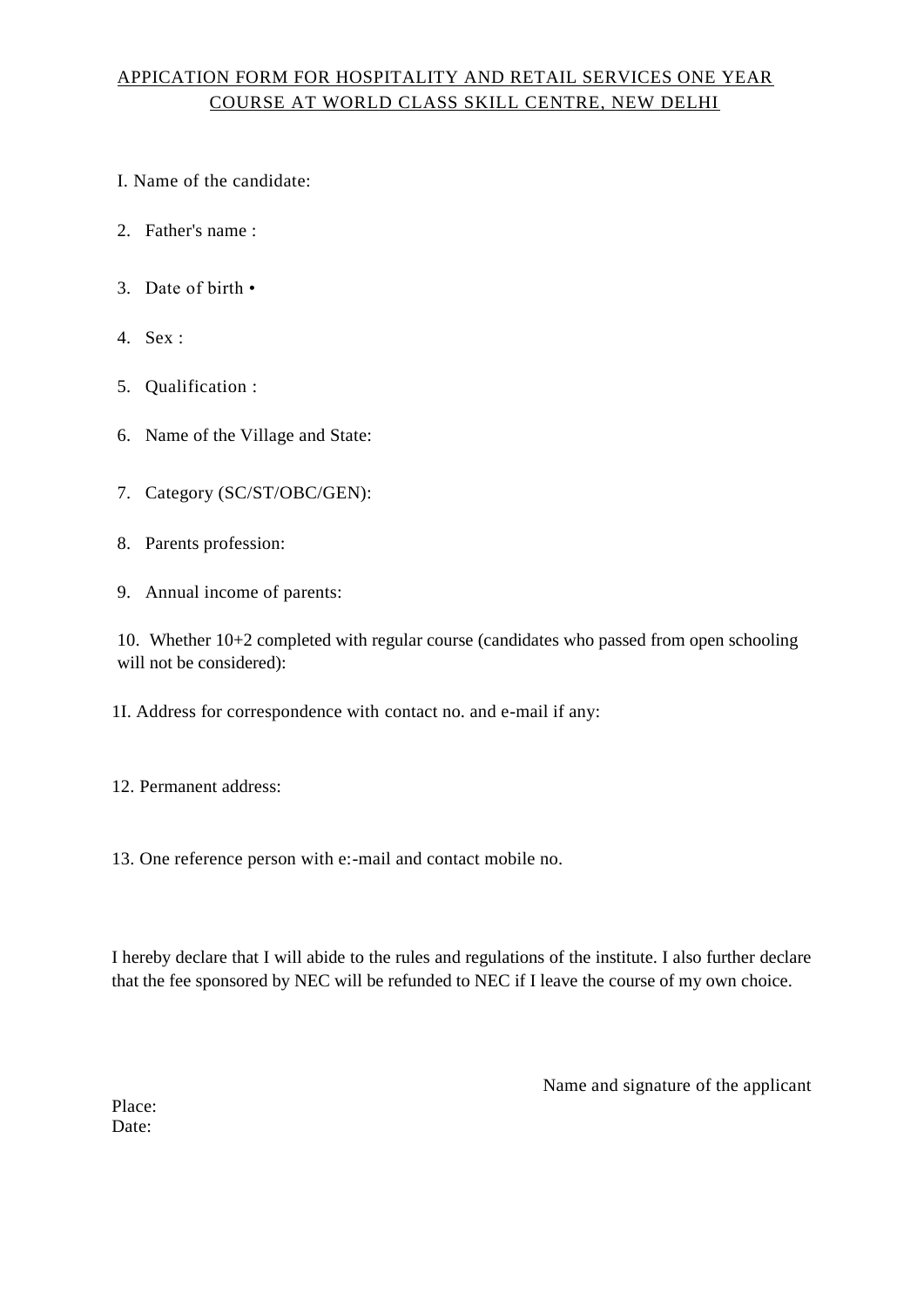# APPICATION FORM FOR HOSPITALITY AND RETAIL SERVICES ONE YEAR COURSE AT WORLD CLASS SKILL CENTRE, NEW DELHI

I. Name of the candidate:

2. Father's name :

3. Date of birth •

4. Sex :

5. Qualification :

6. Name of the Village and State:

7. Category (SC/ST/OBC/GEN):

8. Parents profession:

9. Annual income of parents:

10. Whether 10+2 completed with regular course (candidates who passed from open schooling will not be considered):

1I. Address for correspondence with contact no. and e-mail if any:

12. Permanent address:

13. One reference person with e:-mail and contact mobile no.

I hereby declare that I will abide to the rules and regulations of the institute. I also further declare that the fee sponsored by NEC will be refunded to NEC if I leave the course of my own choice.

Name and signature of the applicant

Place:
Date: